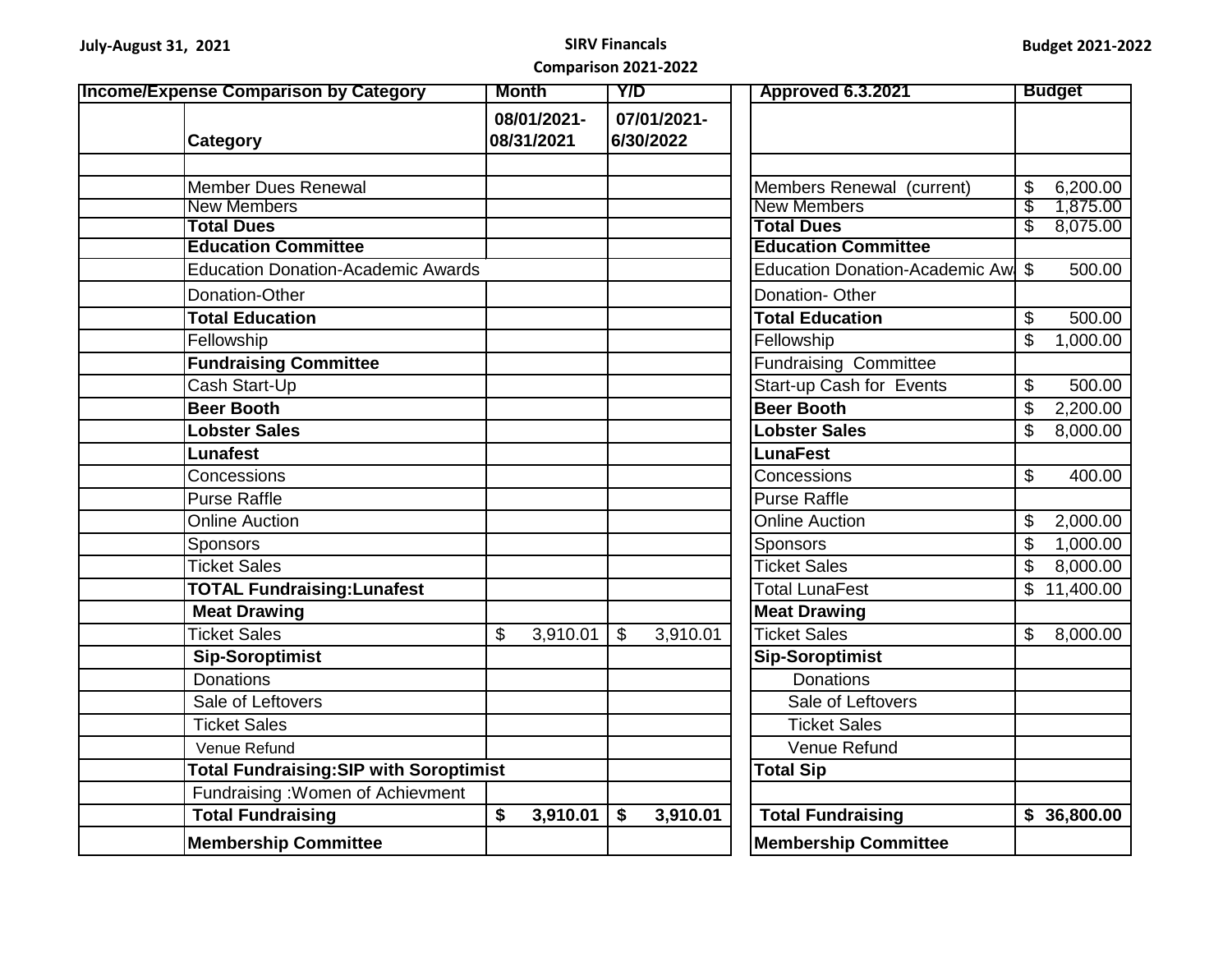July-August 31, 2021

SIRV Financals

Comparison 2021-2022

Budget 2021-2022

| Income/Expense Comparison by Category | | Month | Y/D | | Approved 6.3.2021 | Budget |
|---|---|---|---|---|---|---|
| | Category | 08/01/2021-08/31/2021 | 07/01/2021-6/30/2022 | | | |
| | | | | | | |
| | Member Dues Renewal | | | | Members Renewal (current) | $ 6,200.00 |
| | New Members | | | | New Members | $ 1,875.00 |
| | **Total Dues** | | | | **Total Dues** | $ 8,075.00 |
| | **Education Committee** | | | | **Education Committee** | |
| | Education Donation-Academic Awards | | | | Education Donation-Academic Aw | $ 500.00 |
| | Donation-Other | | | | Donation- Other | |
| | **Total Education** | | | | **Total Education** | $ 500.00 |
| | Fellowship | | | | Fellowship | $ 1,000.00 |
| | **Fundraising Committee** | | | | Fundraising Committee | |
| | Cash Start-Up | | | | Start-up Cash for Events | $ 500.00 |
| | **Beer Booth** | | | | **Beer Booth** | $ 2,200.00 |
| | **Lobster Sales** | | | | **Lobster Sales** | $ 8,000.00 |
| | **Lunafest** | | | | **LunaFest** | |
| | Concessions | | | | Concessions | $ 400.00 |
| | Purse Raffle | | | | Purse Raffle | |
| | Online Auction | | | | Online Auction | $ 2,000.00 |
| | Sponsors | | | | Sponsors | $ 1,000.00 |
| | Ticket Sales | | | | Ticket Sales | $ 8,000.00 |
| | **TOTAL Fundraising:Lunafest** | | | | Total LunaFest | $ 11,400.00 |
| | **Meat Drawing** | | | | **Meat Drawing** | |
| | Ticket Sales | $ 3,910.01 | $ 3,910.01 | | Ticket Sales | $ 8,000.00 |
| | **Sip-Soroptimist** | | | | **Sip-Soroptimist** | |
| | Donations | | | | Donations | |
| | Sale of Leftovers | | | | Sale of Leftovers | |
| | Ticket Sales | | | | Ticket Sales | |
| | Venue Refund | | | | Venue Refund | |
| | **Total Fundraising:SIP with Soroptimist** | | | | **Total Sip** | |
| | Fundraising :Women of Achievment | | | | | |
| | **Total Fundraising** | **$ 3,910.01** | **$ 3,910.01** | | **Total Fundraising** | **$ 36,800.00** |
| | **Membership Committee** | | | | **Membership Committee** | |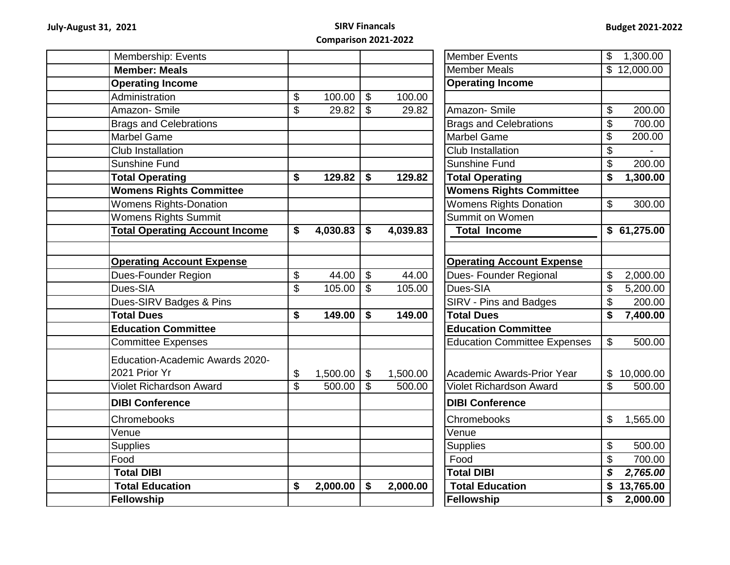**July-August 31, 2021** | **SIRV Financals** | **Comparison 2021-2022** | **Budget 2021-2022**

| | | | | | |
|---|---|---|---|---|---|
| | Membership: Events | | | Member Events | $ 1,300.00 |
| | **Member: Meals** | | | Member Meals | $ 12,000.00 |
| | **Operating Income** | | | **Operating Income** | |
| | Administration | $ 100.00 | $ 100.00 | | |
| | Amazon- Smile | $ 29.82 | $ 29.82 | Amazon- Smile | $ 200.00 |
| | Brags and Celebrations | | | Brags and Celebrations | $ 700.00 |
| | Marbel Game | | | Marbel Game | $ 200.00 |
| | Club Installation | | | Club Installation | $ - |
| | Sunshine Fund | | | Sunshine Fund | $ 200.00 |
| | **Total Operating** | **$ 129.82** | **$ 129.82** | **Total Operating** | **$ 1,300.00** |
| | **Womens Rights Committee** | | | **Womens Rights Committee** | |
| | Womens Rights-Donation | | | Womens Rights Donation | $ 300.00 |
| | Womens Rights Summit | | | Summit on Women | |
| | **Total Operating Account Income** | **$ 4,030.83** | **$ 4,039.83** | **Total Income** | **$ 61,275.00** |
| | | | | | |
| | **Operating Account Expense** | | | **Operating Account Expense** | |
| | Dues-Founder Region | $ 44.00 | $ 44.00 | Dues- Founder Regional | $ 2,000.00 |
| | Dues-SIA | $ 105.00 | $ 105.00 | Dues-SIA | $ 5,200.00 |
| | Dues-SIRV Badges & Pins | | | SIRV - Pins and Badges | $ 200.00 |
| | **Total Dues** | **$ 149.00** | **$ 149.00** | **Total Dues** | **$ 7,400.00** |
| | **Education Committee** | | | **Education Committee** | |
| | Committee Expenses | | | Education Committee Expenses | $ 500.00 |
| | Education-Academic Awards 2020-2021 Prior Yr | $ 1,500.00 | $ 1,500.00 | Academic Awards-Prior Year | $ 10,000.00 |
| | Violet Richardson Award | $ 500.00 | $ 500.00 | Violet Richardson Award | $ 500.00 |
| | **DIBI Conference** | | | **DIBI Conference** | |
| | Chromebooks | | | Chromebooks | $ 1,565.00 |
| | Venue | | | Venue | |
| | Supplies | | | Supplies | $ 500.00 |
| | Food | | | Food | $ 700.00 |
| | **Total DIBI** | | | **Total DIBI** | ***$ 2,765.00*** |
| | **Total Education** | **$ 2,000.00** | **$ 2,000.00** | **Total Education** | **$ 13,765.00** |
| | **Fellowship** | | | **Fellowship** | **$ 2,000.00** |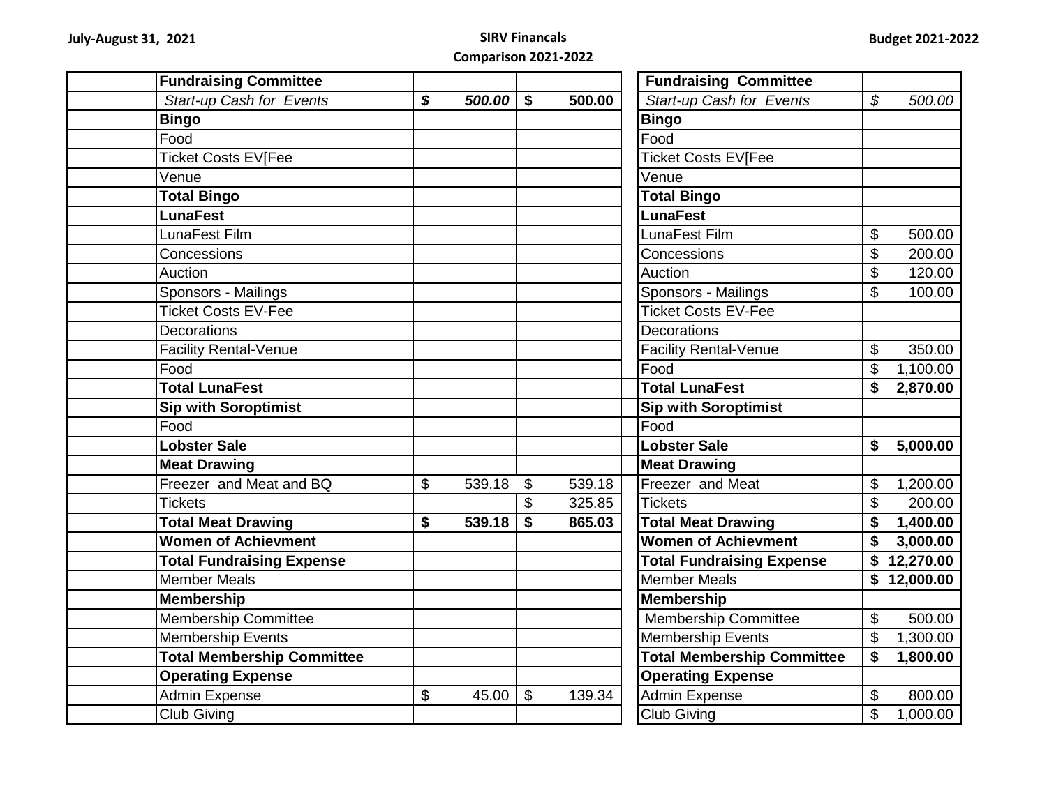July-August 31, 2021

**SIRV Financals**
**Comparison 2021-2022**

Budget 2021-2022

| | | | | | | |
|---|---|---|---|---|---|---|
| | **Fundraising Committee** | | | | **Fundraising Committee** | |
| | *Start-up Cash for Events* | ***$ 500.00*** | **$ 500.00** | | *Start-up Cash for Events* | *$ 500.00* |
| | **Bingo** | | | | **Bingo** | |
| | Food | | | | Food | |
| | Ticket Costs EV[Fee | | | | Ticket Costs EV[Fee | |
| | Venue | | | | Venue | |
| | **Total Bingo** | | | | **Total Bingo** | |
| | **LunaFest** | | | | **LunaFest** | |
| | LunaFest Film | | | | LunaFest Film | $ 500.00 |
| | Concessions | | | | Concessions | $ 200.00 |
| | Auction | | | | Auction | $ 120.00 |
| | Sponsors - Mailings | | | | Sponsors - Mailings | $ 100.00 |
| | Ticket Costs EV-Fee | | | | Ticket Costs EV-Fee | |
| | Decorations | | | | Decorations | |
| | Facility Rental-Venue | | | | Facility Rental-Venue | $ 350.00 |
| | Food | | | | Food | $ 1,100.00 |
| | **Total LunaFest** | | | | **Total LunaFest** | **$ 2,870.00** |
| | **Sip with Soroptimist** | | | | **Sip with Soroptimist** | |
| | Food | | | | Food | |
| | **Lobster Sale** | | | | **Lobster Sale** | **$ 5,000.00** |
| | **Meat Drawing** | | | | **Meat Drawing** | |
| | Freezer and Meat and BQ | $ 539.18 | $ 539.18 | | Freezer and Meat | $ 1,200.00 |
| | Tickets | | $ 325.85 | | Tickets | $ 200.00 |
| | **Total Meat Drawing** | **$ 539.18** | **$ 865.03** | | **Total Meat Drawing** | **$ 1,400.00** |
| | **Women of Achievment** | | | | **Women of Achievment** | **$ 3,000.00** |
| | **Total Fundraising Expense** | | | | **Total Fundraising Expense** | **$ 12,270.00** |
| | Member Meals | | | | Member Meals | **$ 12,000.00** |
| | **Membership** | | | | **Membership** | |
| | Membership Committee | | | | Membership Committee | $ 500.00 |
| | Membership Events | | | | Membership Events | $ 1,300.00 |
| | **Total Membership Committee** | | | | **Total Membership Committee** | **$ 1,800.00** |
| | **Operating Expense** | | | | **Operating Expense** | |
| | Admin Expense | $ 45.00 | $ 139.34 | | Admin Expense | $ 800.00 |
| | Club Giving | | | | Club Giving | $ 1,000.00 |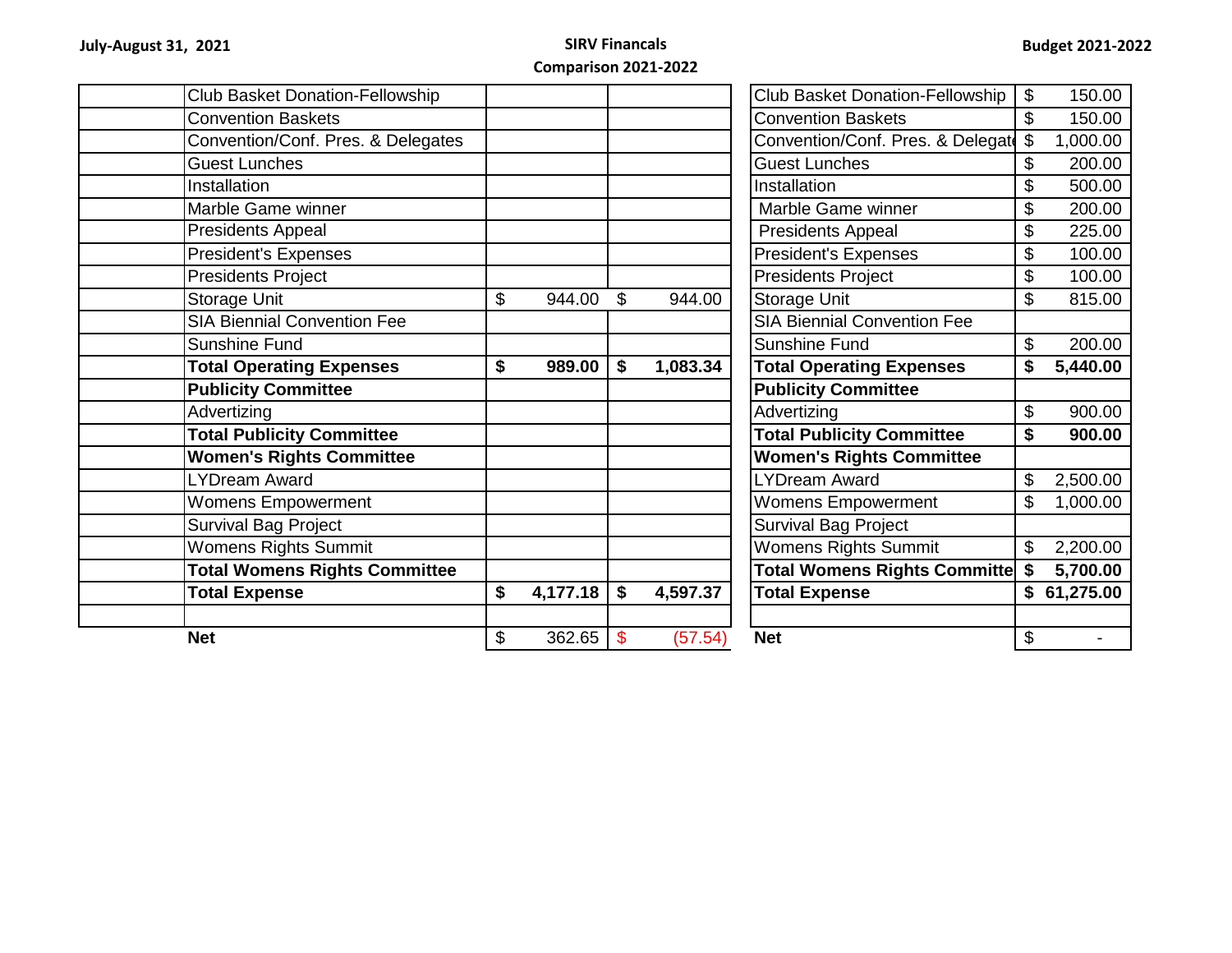July-August 31, 2021

**SIRV Financals**

**Comparison 2021-2022**

**Budget 2021-2022**

| | | | |
|---|---|---|---|
| | Club Basket Donation-Fellowship | | |
| | Convention Baskets | | |
| | Convention/Conf. Pres. & Delegates | | |
| | Guest Lunches | | |
| | Installation | | |
| | Marble Game winner | | |
| | Presidents Appeal | | |
| | President's Expenses | | |
| | Presidents Project | | |
| | Storage Unit | $ 944.00 | $ 944.00 |
| | SIA Biennial Convention Fee | | |
| | Sunshine Fund | | |
| | **Total Operating Expenses** | **$ 989.00** | **$ 1,083.34** |
| | **Publicity Committee** | | |
| | Advertizing | | |
| | **Total Publicity Committee** | | |
| | **Women's Rights Committee** | | |
| | LYDream Award | | |
| | Womens Empowerment | | |
| | Survival Bag Project | | |
| | Womens Rights Summit | | |
| | **Total Womens Rights Committee** | | |
| | **Total Expense** | **$ 4,177.18** | **$ 4,597.37** |
| | | | |
| | **Net** | $ 362.65 | $ (57.54) |

| | |
|---|---|
| Club Basket Donation-Fellowship | $ 150.00 |
| Convention Baskets | $ 150.00 |
| Convention/Conf. Pres. & Delegate | $ 1,000.00 |
| Guest Lunches | $ 200.00 |
| Installation | $ 500.00 |
| Marble Game winner | $ 200.00 |
| Presidents Appeal | $ 225.00 |
| President's Expenses | $ 100.00 |
| Presidents Project | $ 100.00 |
| Storage Unit | $ 815.00 |
| SIA Biennial Convention Fee | |
| Sunshine Fund | $ 200.00 |
| **Total Operating Expenses** | **$ 5,440.00** |
| **Publicity Committee** | |
| Advertizing | $ 900.00 |
| **Total Publicity Committee** | **$ 900.00** |
| **Women's Rights Committee** | |
| LYDream Award | $ 2,500.00 |
| Womens Empowerment | $ 1,000.00 |
| Survival Bag Project | |
| Womens Rights Summit | $ 2,200.00 |
| **Total Womens Rights Committe** | **$ 5,700.00** |
| **Total Expense** | **$ 61,275.00** |
| | |
| **Net** | $ - |